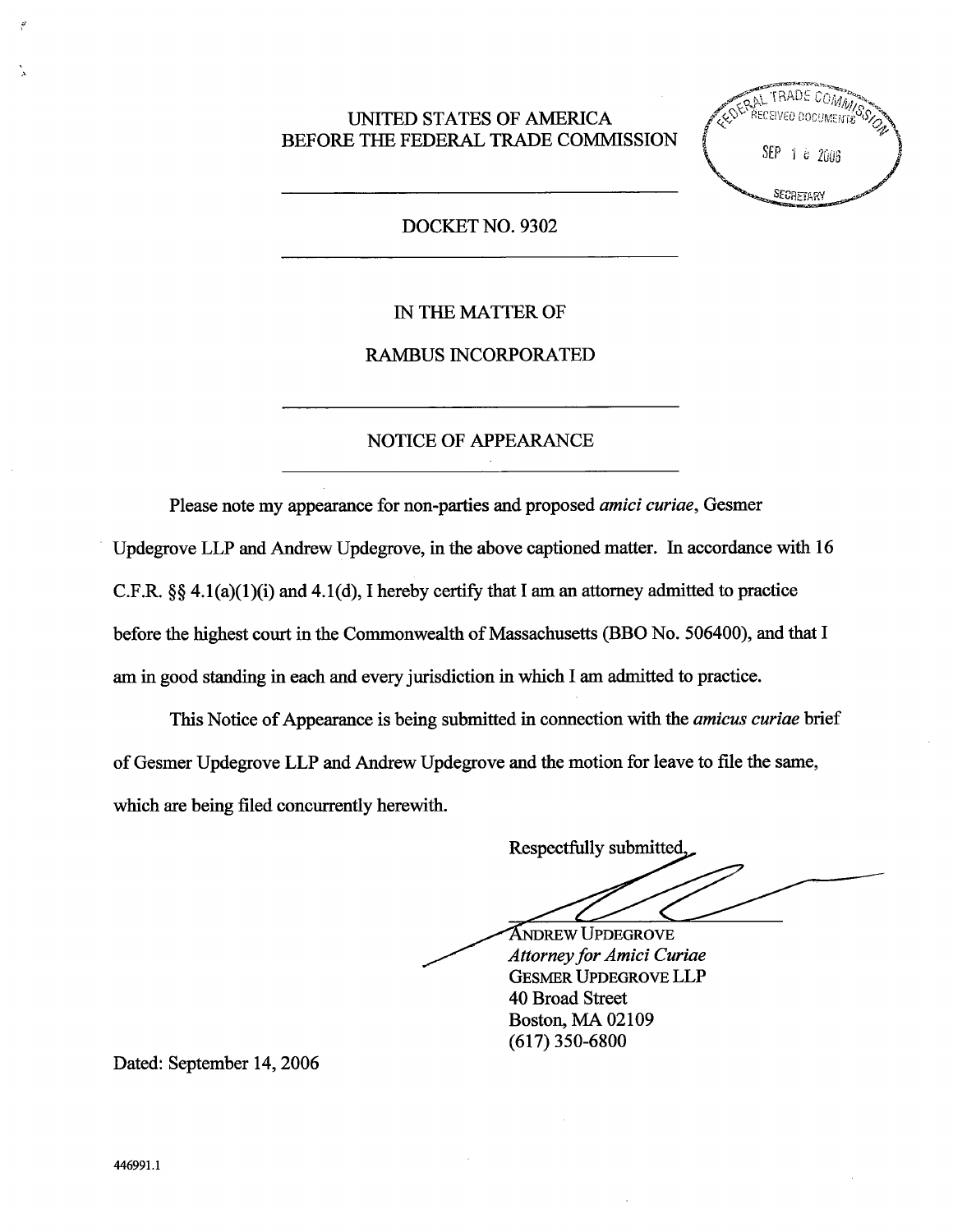UNITED STATES OF AMERICA
BEFORE THE FEDERAL TRADE COMMISSION

FEDERAL TRADE COMMISSION
RECEIVED DOCUMENTS
SEP 1 8 2006
SECRETARY

DOCKET NO. 9302

IN THE MATTER OF

RAMBUS INCORPORATED

NOTICE OF APPEARANCE

Please note my appearance for non-parties and proposed *amici curiae*, Gesmer Updegrove LLP and Andrew Updegrove, in the above captioned matter. In accordance with 16 C.F.R. §§ 4.1(a)(1)(i) and 4.1(d), I hereby certify that I am an attorney admitted to practice before the highest court in the Commonwealth of Massachusetts (BBO No. 506400), and that I am in good standing in each and every jurisdiction in which I am admitted to practice.

This Notice of Appearance is being submitted in connection with the *amicus curiae* brief of Gesmer Updegrove LLP and Andrew Updegrove and the motion for leave to file the same, which are being filed concurrently herewith.

Respectfully submitted,

ANDREW UPDEGROVE
*Attorney for Amici Curiae*
GESMER UPDEGROVE LLP
40 Broad Street
Boston, MA 02109
(617) 350-6800

Dated: September 14, 2006

446991.1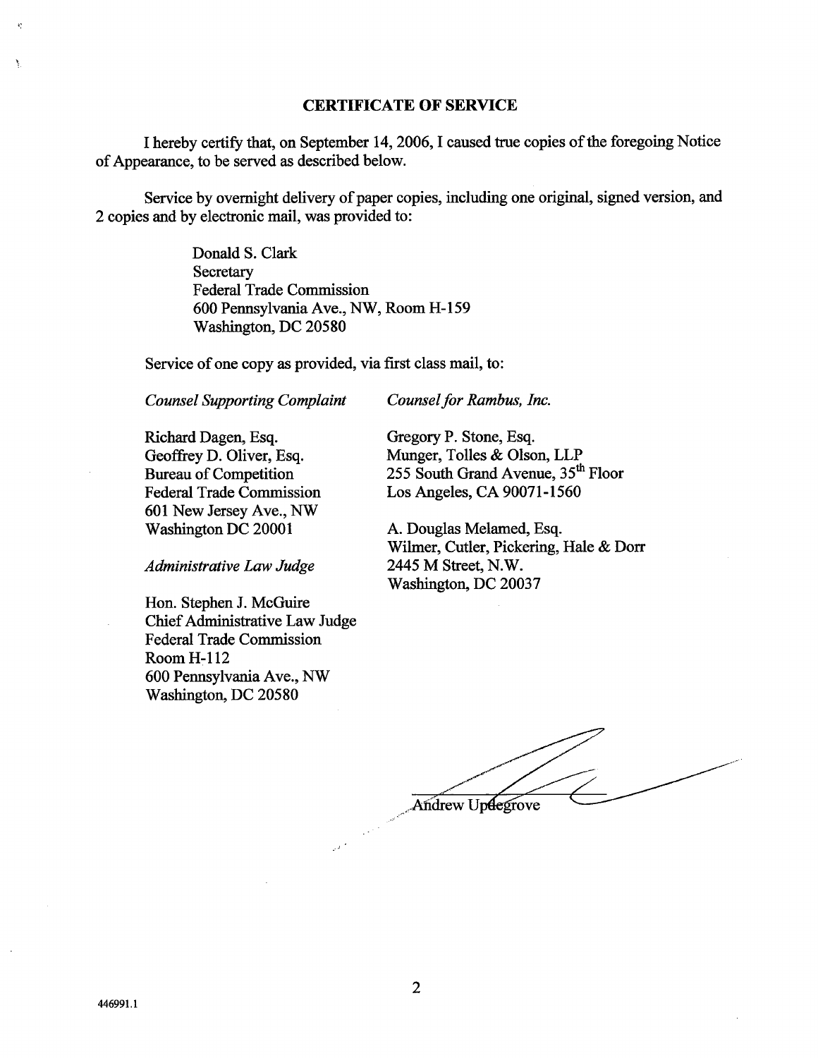## CERTIFICATE OF SERVICE

I hereby certify that, on September 14, 2006, I caused true copies of the foregoing Notice of Appearance, to be served as described below.

Service by overnight delivery of paper copies, including one original, signed version, and 2 copies and by electronic mail, was provided to:

Donald S. Clark
Secretary
Federal Trade Commission
600 Pennsylvania Ave., NW, Room H-159
Washington, DC 20580

Service of one copy as provided, via first class mail, to:

*Counsel Supporting Complaint*

Richard Dagen, Esq.
Geoffrey D. Oliver, Esq.
Bureau of Competition
Federal Trade Commission
601 New Jersey Ave., NW
Washington DC 20001

*Administrative Law Judge*

Hon. Stephen J. McGuire
Chief Administrative Law Judge
Federal Trade Commission
Room H-112
600 Pennsylvania Ave., NW
Washington, DC 20580

*Counsel for Rambus, Inc.*

Gregory P. Stone, Esq.
Munger, Tolles & Olson, LLP
255 South Grand Avenue, 35th Floor
Los Angeles, CA 90071-1560

A. Douglas Melamed, Esq.
Wilmer, Cutler, Pickering, Hale & Dorr
2445 M Street, N.W.
Washington, DC 20037

Andrew Updegrove

446991.1